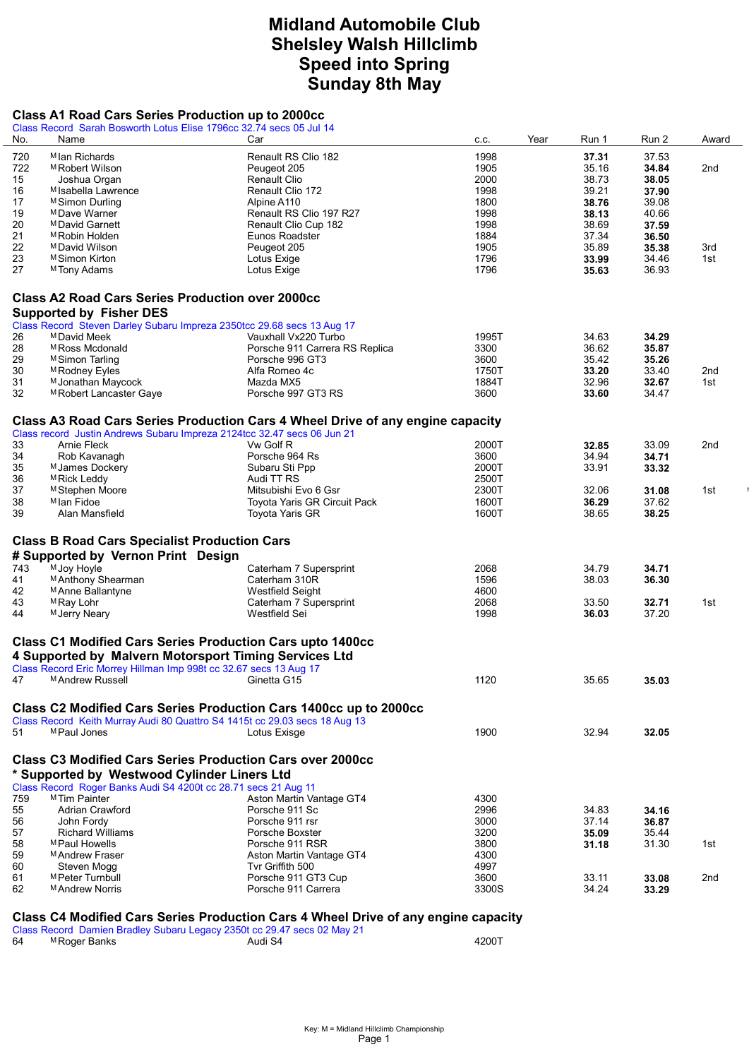# Midland Automobile Club
# Shelsley Walsh Hillclimb
# Speed into Spring
# Sunday 8th May

## Class A1 Road Cars Series Production up to 2000cc

Class Record Sarah Bosworth Lotus Elise 1796cc 32.74 secs 05 Jul 14

| No. | Name | Car | c.c. | Year | Run 1 | Run 2 | Award |
|---|---|---|---|---|---|---|---|
| 720 | M Ian Richards | Renault RS Clio 182 | 1998 | | **37.31** | 37.53 | |
| 722 | M Robert Wilson | Peugeot 205 | 1905 | | 35.16 | **34.84** | 2nd |
| 15 | Joshua Organ | Renault Clio | 2000 | | 38.73 | **38.05** | |
| 16 | M Isabella Lawrence | Renault Clio 172 | 1998 | | 39.21 | **37.90** | |
| 17 | M Simon Durling | Alpine A110 | 1800 | | **38.76** | 39.08 | |
| 19 | M Dave Warner | Renault RS Clio 197 R27 | 1998 | | **38.13** | 40.66 | |
| 20 | M David Garnett | Renault Clio Cup 182 | 1998 | | 38.69 | **37.59** | |
| 21 | M Robin Holden | Eunos Roadster | 1884 | | 37.34 | **36.50** | |
| 22 | M David Wilson | Peugeot 205 | 1905 | | 35.89 | **35.38** | 3rd |
| 23 | M Simon Kirton | Lotus Exige | 1796 | | **33.99** | 34.46 | 1st |
| 27 | M Tony Adams | Lotus Exige | 1796 | | **35.63** | 36.93 | |

## Class A2 Road Cars Series Production over 2000cc
## Supported by Fisher DES

Class Record Steven Darley Subaru Impreza 2350tcc 29.68 secs 13 Aug 17

| No. | Name | Car | c.c. | Year | Run 1 | Run 2 | Award |
|---|---|---|---|---|---|---|---|
| 26 | M David Meek | Vauxhall Vx220 Turbo | 1995T | | 34.63 | **34.29** | |
| 28 | M Ross Mcdonald | Porsche 911 Carrera RS Replica | 3300 | | 36.62 | **35.87** | |
| 29 | M Simon Tarling | Porsche 996 GT3 | 3600 | | 35.42 | **35.26** | |
| 30 | M Rodney Eyles | Alfa Romeo 4c | 1750T | | **33.20** | 33.40 | 2nd |
| 31 | M Jonathan Maycock | Mazda MX5 | 1884T | | 32.96 | **32.67** | 1st |
| 32 | M Robert Lancaster Gaye | Porsche 997 GT3 RS | 3600 | | **33.60** | 34.47 | |

## Class A3 Road Cars Series Production Cars 4 Wheel Drive of any engine capacity

Class record Justin Andrews Subaru Impreza 2124tcc 32.47 secs 06 Jun 21

| No. | Name | Car | c.c. | Year | Run 1 | Run 2 | Award |
|---|---|---|---|---|---|---|---|
| 33 | Arnie Fleck | Vw Golf R | 2000T | | **32.85** | 33.09 | 2nd |
| 34 | Rob Kavanagh | Porsche 964 Rs | 3600 | | 34.94 | **34.71** | |
| 35 | M James Dockery | Subaru Sti Ppp | 2000T | | 33.91 | **33.32** | |
| 36 | M Rick Leddy | Audi TT RS | 2500T | | | | |
| 37 | M Stephen Moore | Mitsubishi Evo 6 Gsr | 2300T | | 32.06 | **31.08** | 1st |
| 38 | M Ian Fidoe | Toyota Yaris GR Circuit Pack | 1600T | | **36.29** | 37.62 | |
| 39 | Alan Mansfield | Toyota Yaris GR | 1600T | | 38.65 | **38.25** | |

## Class B Road Cars Specialist Production Cars
## # Supported by Vernon Print Design

| No. | Name | Car | c.c. | Year | Run 1 | Run 2 | Award |
|---|---|---|---|---|---|---|---|
| 743 | M Joy Hoyle | Caterham 7 Supersprint | 2068 | | 34.79 | **34.71** | |
| 41 | M Anthony Shearman | Caterham 310R | 1596 | | 38.03 | **36.30** | |
| 42 | M Anne Ballantyne | Westfield Seight | 4600 | | | | |
| 43 | M Ray Lohr | Caterham 7 Supersprint | 2068 | | 33.50 | **32.71** | 1st |
| 44 | M Jerry Neary | Westfield Sei | 1998 | | **36.03** | 37.20 | |

## Class C1 Modified Cars Series Production Cars upto 1400cc
## 4 Supported by Malvern Motorsport Timing Services Ltd

Class Record Eric Morrey Hillman Imp 998t cc 32.67 secs 13 Aug 17

| No. | Name | Car | c.c. | Year | Run 1 | Run 2 | Award |
|---|---|---|---|---|---|---|---|
| 47 | M Andrew Russell | Ginetta G15 | 1120 | | 35.65 | **35.03** | |

## Class C2 Modified Cars Series Production Cars 1400cc up to 2000cc

Class Record Keith Murray Audi 80 Quattro S4 1415t cc 29.03 secs 18 Aug 13

| No. | Name | Car | c.c. | Year | Run 1 | Run 2 | Award |
|---|---|---|---|---|---|---|---|
| 51 | M Paul Jones | Lotus Exisge | 1900 | | 32.94 | **32.05** | |

## Class C3 Modified Cars Series Production Cars over 2000cc
## * Supported by Westwood Cylinder Liners Ltd

Class Record Roger Banks Audi S4 4200t cc 28.71 secs 21 Aug 11

| No. | Name | Car | c.c. | Year | Run 1 | Run 2 | Award |
|---|---|---|---|---|---|---|---|
| 759 | M Tim Painter | Aston Martin Vantage GT4 | 4300 | | | | |
| 55 | Adrian Crawford | Porsche 911 Sc | 2996 | | 34.83 | **34.16** | |
| 56 | John Fordy | Porsche 911 rsr | 3000 | | 37.14 | **36.87** | |
| 57 | Richard Williams | Porsche Boxster | 3200 | | **35.09** | 35.44 | |
| 58 | M Paul Howells | Porsche 911 RSR | 3800 | | **31.18** | 31.30 | 1st |
| 59 | M Andrew Fraser | Aston Martin Vantage GT4 | 4300 | | | | |
| 60 | Steven Mogg | Tvr Griffith 500 | 4997 | | | | |
| 61 | M Peter Turnbull | Porsche 911 GT3 Cup | 3600 | | 33.11 | **33.08** | 2nd |
| 62 | M Andrew Norris | Porsche 911 Carrera | 3300S | | 34.24 | **33.29** | |

## Class C4 Modified Cars Series Production Cars 4 Wheel Drive of any engine capacity

Class Record Damien Bradley Subaru Legacy 2350t cc 29.47 secs 02 May 21

| No. | Name | Car | c.c. | Year | Run 1 | Run 2 | Award |
|---|---|---|---|---|---|---|---|
| 64 | M Roger Banks | Audi S4 | 4200T | | | | |

Key: M = Midland Hillclimb Championship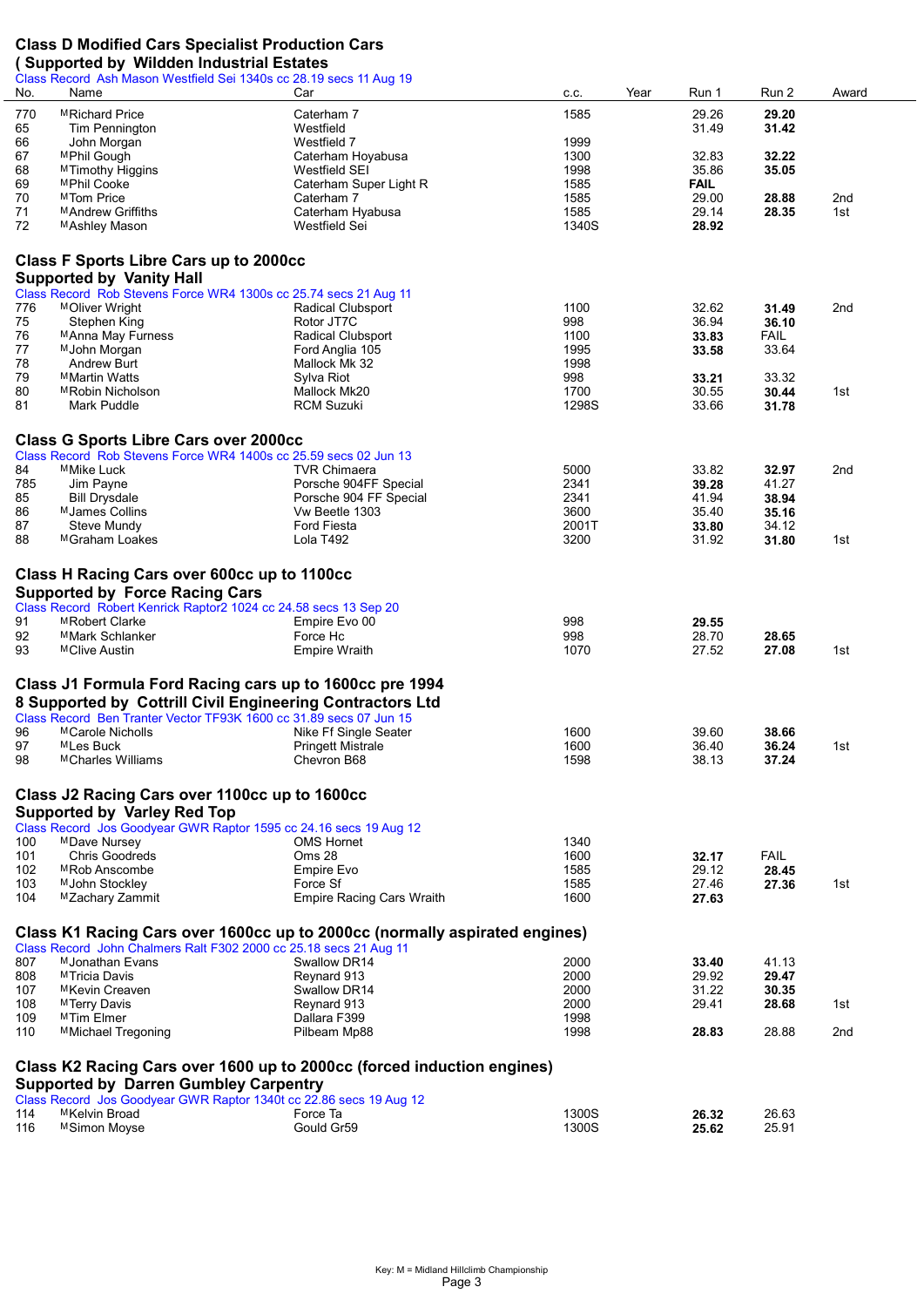## Class D Modified Cars Specialist Production Cars
## ( Supported by Wildden Industrial Estates

Class Record Ash Mason Westfield Sei 1340s cc 28.19 secs 11 Aug 19

| No. | Name | Car | c.c. | Year | Run 1 | Run 2 | Award |
|---|---|---|---|---|---|---|---|
| 770 | M Richard Price | Caterham 7 | 1585 | | 29.26 | **29.20** | |
| 65 | Tim Pennington | Westfield | | | 31.49 | **31.42** | |
| 66 | John Morgan | Westfield 7 | 1999 | | | | |
| 67 | M Phil Gough | Caterham Hoyabusa | 1300 | | 32.83 | **32.22** | |
| 68 | M Timothy Higgins | Westfield SEI | 1998 | | 35.86 | **35.05** | |
| 69 | M Phil Cooke | Caterham Super Light R | 1585 | | **FAIL** | | |
| 70 | M Tom Price | Caterham 7 | 1585 | | 29.00 | **28.88** | 2nd |
| 71 | M Andrew Griffiths | Caterham Hyabusa | 1585 | | 29.14 | **28.35** | 1st |
| 72 | M Ashley Mason | Westfield Sei | 1340S | | **28.92** | | |

## Class F Sports Libre Cars up to 2000cc
## Supported by Vanity Hall

Class Record Rob Stevens Force WR4 1300s cc 25.74 secs 21 Aug 11

| No. | Name | Car | c.c. | Year | Run 1 | Run 2 | Award |
|---|---|---|---|---|---|---|---|
| 776 | M Oliver Wright | Radical Clubsport | 1100 | | 32.62 | **31.49** | 2nd |
| 75 | Stephen King | Rotor JT7C | 998 | | 36.94 | **36.10** | |
| 76 | M Anna May Furness | Radical Clubsport | 1100 | | **33.83** | FAIL | |
| 77 | M John Morgan | Ford Anglia 105 | 1995 | | **33.58** | 33.64 | |
| 78 | Andrew Burt | Mallock Mk 32 | 1998 | | | | |
| 79 | M Martin Watts | Sylva Riot | 998 | | **33.21** | 33.32 | |
| 80 | M Robin Nicholson | Mallock Mk20 | 1700 | | 30.55 | **30.44** | 1st |
| 81 | Mark Puddle | RCM Suzuki | 1298S | | 33.66 | **31.78** | |

## Class G Sports Libre Cars over 2000cc

Class Record Rob Stevens Force WR4 1400s cc 25.59 secs 02 Jun 13

| No. | Name | Car | c.c. | Year | Run 1 | Run 2 | Award |
|---|---|---|---|---|---|---|---|
| 84 | M Mike Luck | TVR Chimaera | 5000 | | 33.82 | **32.97** | 2nd |
| 785 | Jim Payne | Porsche 904FF Special | 2341 | | **39.28** | 41.27 | |
| 85 | Bill Drysdale | Porsche 904 FF Special | 2341 | | 41.94 | **38.94** | |
| 86 | M James Collins | Vw Beetle 1303 | 3600 | | 35.40 | **35.16** | |
| 87 | Steve Mundy | Ford Fiesta | 2001T | | **33.80** | 34.12 | |
| 88 | M Graham Loakes | Lola T492 | 3200 | | 31.92 | **31.80** | 1st |

## Class H Racing Cars over 600cc up to 1100cc
## Supported by Force Racing Cars

Class Record Robert Kenrick Raptor2 1024 cc 24.58 secs 13 Sep 20

| No. | Name | Car | c.c. | Year | Run 1 | Run 2 | Award |
|---|---|---|---|---|---|---|---|
| 91 | M Robert Clarke | Empire Evo 00 | 998 | | **29.55** | | |
| 92 | M Mark Schlanker | Force Hc | 998 | | 28.70 | **28.65** | |
| 93 | M Clive Austin | Empire Wraith | 1070 | | 27.52 | **27.08** | 1st |

## Class J1 Formula Ford Racing cars up to 1600cc pre 1994
## 8 Supported by Cottrill Civil Engineering Contractors Ltd

Class Record Ben Tranter Vector TF93K 1600 cc 31.89 secs 07 Jun 15

| No. | Name | Car | c.c. | Year | Run 1 | Run 2 | Award |
|---|---|---|---|---|---|---|---|
| 96 | M Carole Nicholls | Nike Ff Single Seater | 1600 | | 39.60 | **38.66** | |
| 97 | M Les Buck | Pringett Mistrale | 1600 | | 36.40 | **36.24** | 1st |
| 98 | M Charles Williams | Chevron B68 | 1598 | | 38.13 | **37.24** | |

## Class J2 Racing Cars over 1100cc up to 1600cc
## Supported by Varley Red Top

Class Record Jos Goodyear GWR Raptor 1595 cc 24.16 secs 19 Aug 12

| No. | Name | Car | c.c. | Year | Run 1 | Run 2 | Award |
|---|---|---|---|---|---|---|---|
| 100 | M Dave Nursey | OMS Hornet | 1340 | | | | |
| 101 | Chris Goodreds | Oms 28 | 1600 | | **32.17** | FAIL | |
| 102 | M Rob Anscombe | Empire Evo | 1585 | | 29.12 | **28.45** | |
| 103 | M John Stockley | Force Sf | 1585 | | 27.46 | **27.36** | 1st |
| 104 | M Zachary Zammit | Empire Racing Cars Wraith | 1600 | | **27.63** | | |

## Class K1 Racing Cars over 1600cc up to 2000cc (normally aspirated engines)

Class Record John Chalmers Ralt F302 2000 cc 25.18 secs 21 Aug 11

| No. | Name | Car | c.c. | Year | Run 1 | Run 2 | Award |
|---|---|---|---|---|---|---|---|
| 807 | M Jonathan Evans | Swallow DR14 | 2000 | | **33.40** | 41.13 | |
| 808 | M Tricia Davis | Reynard 913 | 2000 | | 29.92 | **29.47** | |
| 107 | M Kevin Creaven | Swallow DR14 | 2000 | | 31.22 | **30.35** | |
| 108 | M Terry Davis | Reynard 913 | 2000 | | 29.41 | **28.68** | 1st |
| 109 | M Tim Elmer | Dallara F399 | 1998 | | | | |
| 110 | M Michael Tregoning | Pilbeam Mp88 | 1998 | | **28.83** | 28.88 | 2nd |

## Class K2 Racing Cars over 1600 up to 2000cc (forced induction engines)
## Supported by Darren Gumbley Carpentry

Class Record Jos Goodyear GWR Raptor 1340t cc 22.86 secs 19 Aug 12

| No. | Name | Car | c.c. | Year | Run 1 | Run 2 | Award |
|---|---|---|---|---|---|---|---|
| 114 | M Kelvin Broad | Force Ta | 1300S | | **26.32** | 26.63 | |
| 116 | M Simon Moyse | Gould Gr59 | 1300S | | **25.62** | 25.91 | |

Key: M = Midland Hillclimb Championship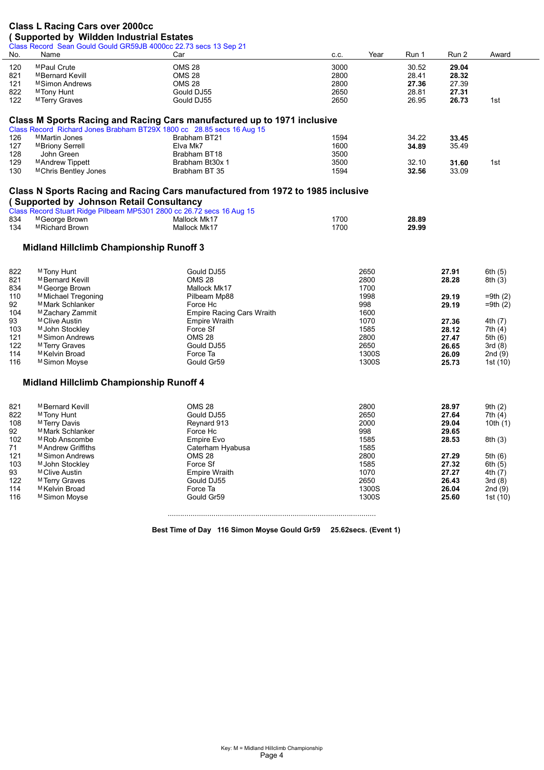## Class L Racing Cars over 2000cc

### ( Supported by Wildden Industrial Estates

Class Record Sean Gould Gould GR59JB 4000cc 22.73 secs 13 Sep 21

| No. | Name | Car | c.c. | Year | Run 1 | Run 2 | Award |
|---|---|---|---|---|---|---|---|
| 120 | M Paul Crute | OMS 28 | 3000 | | 30.52 | **29.04** | |
| 821 | M Bernard Kevill | OMS 28 | 2800 | | 28.41 | **28.32** | |
| 121 | M Simon Andrews | OMS 28 | 2800 | | **27.36** | 27.39 | |
| 822 | M Tony Hunt | Gould DJ55 | 2650 | | 28.81 | **27.31** | |
| 122 | M Terry Graves | Gould DJ55 | 2650 | | 26.95 | **26.73** | 1st |

## Class M Sports Racing and Racing Cars manufactured up to 1971 inclusive

Class Record Richard Jones Brabham BT29X 1800 cc 28.85 secs 16 Aug 15

| No. | Name | Car | c.c. | Year | Run 1 | Run 2 | Award |
|---|---|---|---|---|---|---|---|
| 126 | M Martin Jones | Brabham BT21 | 1594 | | 34.22 | **33.45** | |
| 127 | M Briony Serrell | Elva Mk7 | 1600 | | **34.89** | 35.49 | |
| 128 | John Green | Brabham BT18 | 3500 | | | | |
| 129 | M Andrew Tippett | Brabham Bt30x 1 | 3500 | | 32.10 | **31.60** | 1st |
| 130 | M Chris Bentley Jones | Brabham BT 35 | 1594 | | **32.56** | 33.09 | |

## Class N Sports Racing and Racing Cars manufactured from 1972 to 1985 inclusive

### ( Supported by Johnson Retail Consultancy

Class Record Stuart Ridge Pilbeam MP5301 2800 cc 26.72 secs 16 Aug 15

| No. | Name | Car | c.c. | Year | Run 1 | Run 2 | Award |
|---|---|---|---|---|---|---|---|
| 834 | M George Brown | Mallock Mk17 | 1700 | | **28.89** | | |
| 134 | M Richard Brown | Mallock Mk17 | 1700 | | **29.99** | | |

### Midland Hillclimb Championship Runoff 3

| No. | Name | Car | c.c. | Time | Award |
|---|---|---|---|---|---|
| 822 | M Tony Hunt | Gould DJ55 | 2650 | **27.91** | 6th (5) |
| 821 | M Bernard Kevill | OMS 28 | 2800 | **28.28** | 8th (3) |
| 834 | M George Brown | Mallock Mk17 | 1700 | | |
| 110 | M Michael Tregoning | Pilbeam Mp88 | 1998 | **29.19** | =9th (2) |
| 92 | M Mark Schlanker | Force Hc | 998 | **29.19** | =9th (2) |
| 104 | M Zachary Zammit | Empire Racing Cars Wraith | 1600 | | |
| 93 | M Clive Austin | Empire Wraith | 1070 | **27.36** | 4th (7) |
| 103 | M John Stockley | Force Sf | 1585 | **28.12** | 7th (4) |
| 121 | M Simon Andrews | OMS 28 | 2800 | **27.47** | 5th (6) |
| 122 | M Terry Graves | Gould DJ55 | 2650 | **26.65** | 3rd (8) |
| 114 | M Kelvin Broad | Force Ta | 1300S | **26.09** | 2nd (9) |
| 116 | M Simon Moyse | Gould Gr59 | 1300S | **25.73** | 1st (10) |

### Midland Hillclimb Championship Runoff 4

| No. | Name | Car | c.c. | Time | Award |
|---|---|---|---|---|---|
| 821 | M Bernard Kevill | OMS 28 | 2800 | **28.97** | 9th (2) |
| 822 | M Tony Hunt | Gould DJ55 | 2650 | **27.64** | 7th (4) |
| 108 | M Terry Davis | Reynard 913 | 2000 | **29.04** | 10th (1) |
| 92 | M Mark Schlanker | Force Hc | 998 | **29.65** | |
| 102 | M Rob Anscombe | Empire Evo | 1585 | **28.53** | 8th (3) |
| 71 | M Andrew Griffiths | Caterham Hyabusa | 1585 | | |
| 121 | M Simon Andrews | OMS 28 | 2800 | **27.29** | 5th (6) |
| 103 | M John Stockley | Force Sf | 1585 | **27.32** | 6th (5) |
| 93 | M Clive Austin | Empire Wraith | 1070 | **27.27** | 4th (7) |
| 122 | M Terry Graves | Gould DJ55 | 2650 | **26.43** | 3rd (8) |
| 114 | M Kelvin Broad | Force Ta | 1300S | **26.04** | 2nd (9) |
| 116 | M Simon Moyse | Gould Gr59 | 1300S | **25.60** | 1st (10) |

**Best Time of Day 116 Simon Moyse Gould Gr59 25.62secs. (Event 1)**

Key: M = Midland Hillclimb Championship